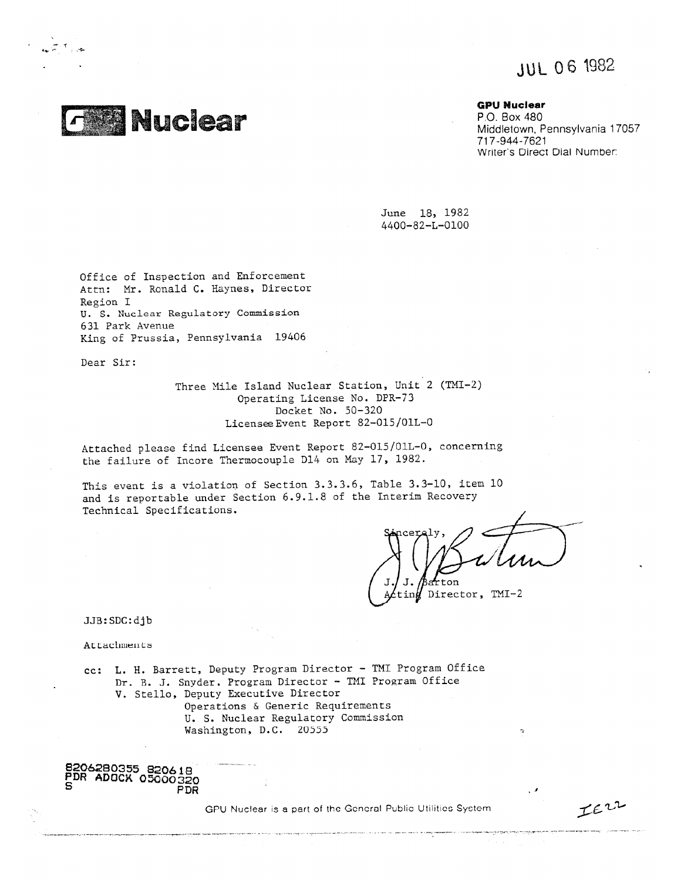JUL 06 1982

# GPU Nuclear

**GPU Nuclear**
P.O. Box 480
Middletown, Pennsylvania 17057
717-944-7621
Writer's Direct Dial Number:

June 18, 1982
4400-82-L-0100

Office of Inspection and Enforcement
Attn: Mr. Ronald C. Haynes, Director
Region I
U. S. Nuclear Regulatory Commission
631 Park Avenue
King of Prussia, Pennsylvania 19406

Dear Sir:

Three Mile Island Nuclear Station, Unit 2 (TMI-2)
Operating License No. DPR-73
Docket No. 50-320
Licensee Event Report 82-015/01L-0

Attached please find Licensee Event Report 82-015/01L-0, concerning the failure of Incore Thermocouple D14 on May 17, 1982.

This event is a violation of Section 3.3.3.6, Table 3.3-10, item 10 and is reportable under Section 6.9.1.8 of the Interim Recovery Technical Specifications.

Sincerely,

J. J. Barton
Acting Director, TMI-2

JJB:SDC:djb

Attachments

cc: L. H. Barrett, Deputy Program Director - TMI Program Office
Dr. B. J. Snyder, Program Director - TMI Program Office
V. Stello, Deputy Executive Director
Operations & Generic Requirements
U. S. Nuclear Regulatory Commission
Washington, D.C. 20555

8206280355 820618
PDR ADOCK 05000320
S PDR

GPU Nuclear is a part of the General Public Utilities System

IE22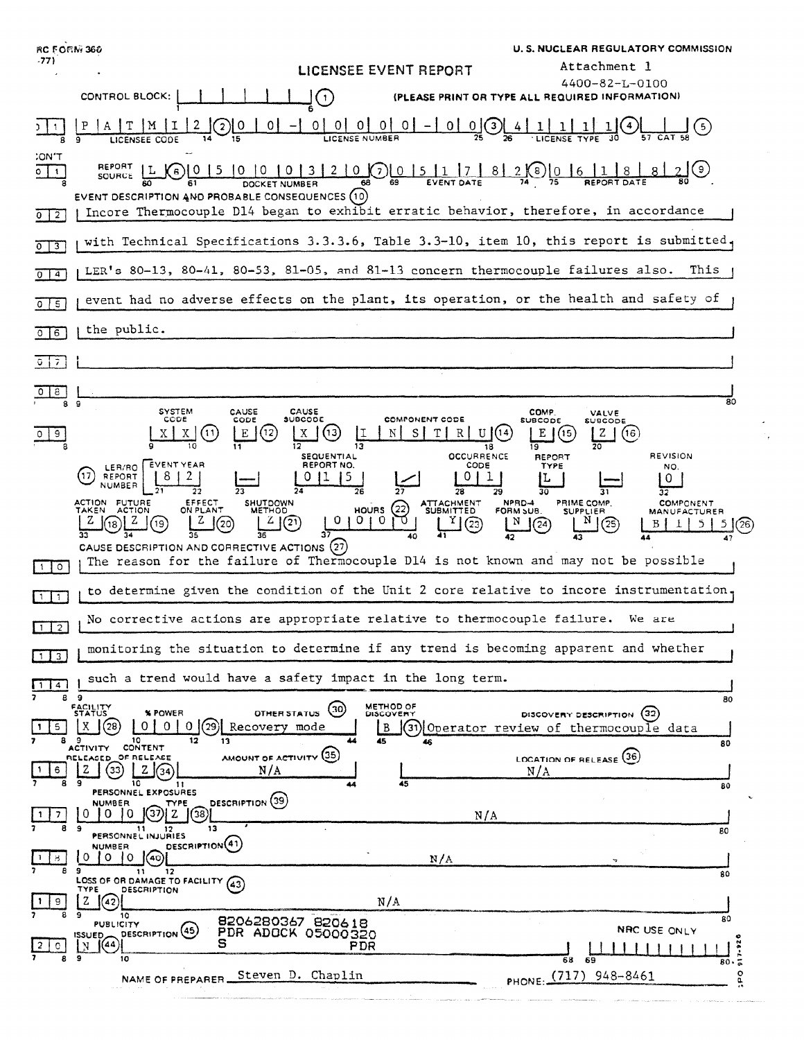NRC FORM 366 (7-77)

U. S. NUCLEAR REGULATORY COMMISSION

# LICENSEE EVENT REPORT

Attachment 1
4400-82-L-0100

CONTROL BLOCK: | | | | | | | ① (PLEASE PRINT OR TYPE ALL REQUIRED INFORMATION)

| 0 | 1 | P A T M I 2 ② | 0 0 - 0 0 0 0 0 - 0 0 ③ | 4 1 1 1 1 ④ | ⑤ |
|---|---|---|---|---|---|
| | | LICENSEE CODE | LICENSE NUMBER | LICENSE TYPE | CAT |

CON'T

| 0 | 1 | REPORT SOURCE L ⑥ | 0 5 0 0 0 3 2 0 ⑦ | 0 5 1 7 8 2 ⑧ | 0 6 1 8 8 2 ⑨ |
|---|---|---|---|---|---|
| | | | DOCKET NUMBER | EVENT DATE | REPORT DATE |

EVENT DESCRIPTION AND PROBABLE CONSEQUENCES ⑩

Incore Thermocouple D14 began to exhibit erratic behavior, therefore, in accordance with Technical Specifications 3.3.3.6, Table 3.3-10, item 10, this report is submitted. LER's 80-13, 80-41, 80-53, 81-05, and 81-13 concern thermocouple failures also. This event had no adverse effects on the plant, its operation, or the health and safety of the public.

| SYSTEM CODE | CAUSE CODE | CAUSE SUBCODE | COMPONENT CODE | COMP. SUBCODE | VALVE SUBCODE |
|---|---|---|---|---|---|
| X X ⑪ | E ⑫ | X ⑬ | I N S T R U ⑭ | E ⑮ | Z ⑯ |

| ⑰ LER/RO REPORT NUMBER | EVENT YEAR | | SEQUENTIAL REPORT NO. | | OCCURRENCE CODE | REPORT TYPE | | REVISION NO. |
|---|---|---|---|---|---|---|---|---|
| | 8 2 | — | 0 1 5 | / | 0 1 | L | — | 0 |

| ACTION TAKEN | FUTURE ACTION | EFFECT ON PLANT | SHUTDOWN METHOD | HOURS ㉒ | ATTACHMENT SUBMITTED | NPRD-4 FORM SUB. | PRIME COMP. SUPPLIER | COMPONENT MANUFACTURER |
|---|---|---|---|---|---|---|---|---|
| Z ⑱ | Z ⑲ | Z ⑳ | Z ㉑ | 0 0 0 0 | Y ㉓ | N ㉔ | N ㉕ | B 1 5 5 ㉖ |

CAUSE DESCRIPTION AND CORRECTIVE ACTIONS ㉗

The reason for the failure of Thermocouple D14 is not known and may not be possible to determine given the condition of the Unit 2 core relative to incore instrumentation. No corrective actions are appropriate relative to thermocouple failure. We are monitoring the situation to determine if any trend is becoming apparent and whether such a trend would have a safety impact in the long term.

| FACILITY STATUS | % POWER | OTHER STATUS ㉚ | METHOD OF DISCOVERY | DISCOVERY DESCRIPTION ㉜ |
|---|---|---|---|---|
| X ㉘ | 0 0 0 ㉙ | Recovery mode | B ㉛ | Operator review of thermocouple data |

| ACTIVITY RELEASED | CONTENT OF RELEASE | AMOUNT OF ACTIVITY ㉟ | LOCATION OF RELEASE ㊱ |
|---|---|---|---|
| Z ㉝ | Z ㉞ | N/A | N/A |

PERSONNEL EXPOSURES

| NUMBER | TYPE | DESCRIPTION ㊴ |
|---|---|---|
| 0 0 0 ㊲ | Z ㊳ | N/A |

PERSONNEL INJURIES

| NUMBER | DESCRIPTION ㊶ |
|---|---|
| 0 0 0 ㊵ | N/A |

LOSS OF OR DAMAGE TO FACILITY ㊸

| TYPE | DESCRIPTION |
|---|---|
| Z ㊷ | N/A |

PUBLICITY

| ISSUED | DESCRIPTION ㊺ |
|---|---|
| N ㊹ | |

8206280367 820618
PDR ADOCK 05000320
S PDR

NRC USE ONLY

NAME OF PREPARER Steven D. Chaplin PHONE: (717) 948-8461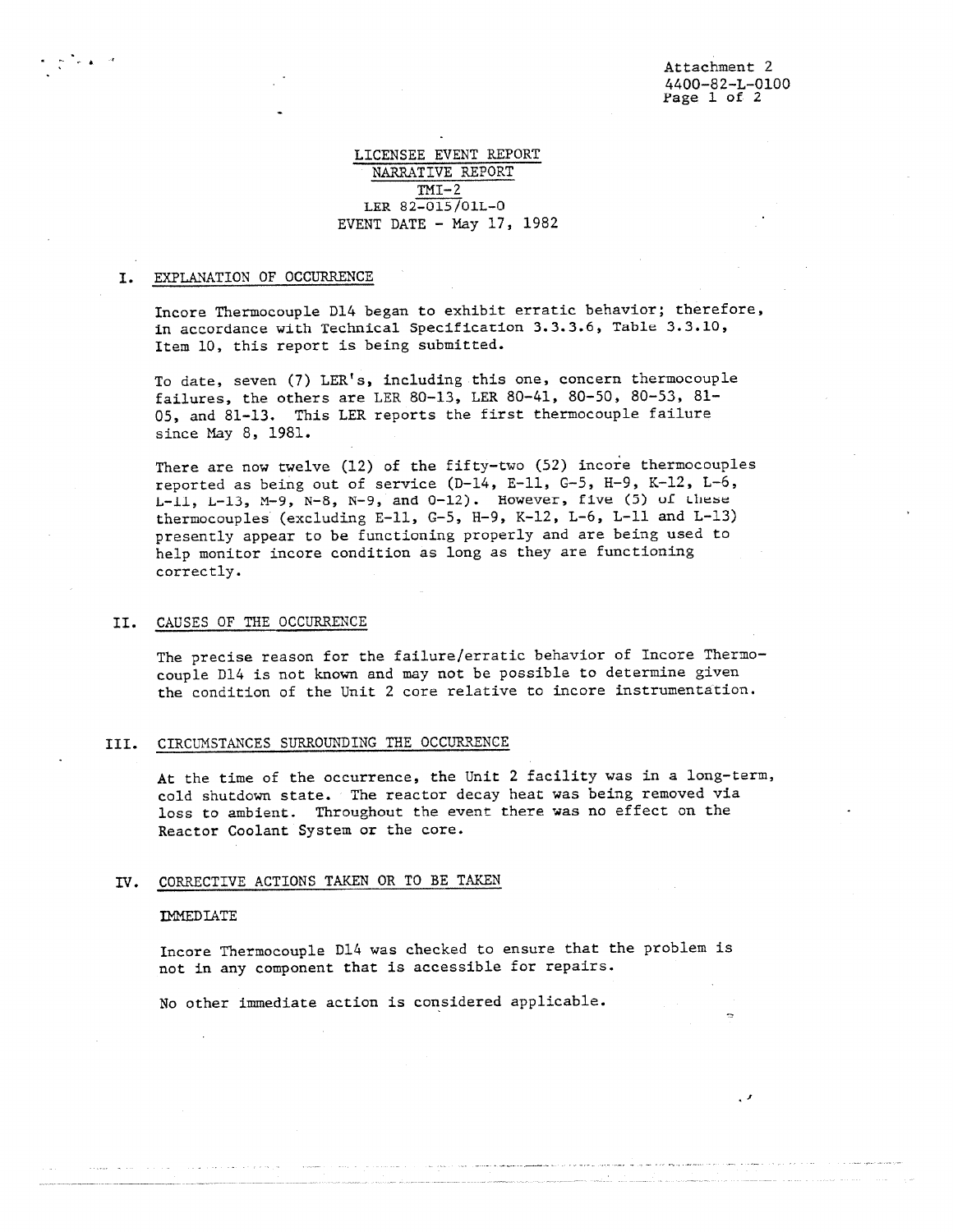Attachment 2
4400-82-L-0100

LICENSEE EVENT REPORT
NARRATIVE REPORT
TMI-2
LER 82-015/01L-0
EVENT DATE - May 17, 1982

## I. EXPLANATION OF OCCURRENCE

Incore Thermocouple D14 began to exhibit erratic behavior; therefore, in accordance with Technical Specification 3.3.3.6, Table 3.3.10, Item 10, this report is being submitted.

To date, seven (7) LER's, including this one, concern thermocouple failures, the others are LER 80-13, LER 80-41, 80-50, 80-53, 81-05, and 81-13. This LER reports the first thermocouple failure since May 8, 1981.

There are now twelve (12) of the fifty-two (52) incore thermocouples reported as being out of service (D-14, E-11, G-5, H-9, K-12, L-6, L-11, L-13, M-9, N-8, N-9, and O-12). However, five (5) of these thermocouples (excluding E-11, G-5, H-9, K-12, L-6, L-11 and L-13) presently appear to be functioning properly and are being used to help monitor incore condition as long as they are functioning correctly.

## II. CAUSES OF THE OCCURRENCE

The precise reason for the failure/erratic behavior of Incore Thermocouple D14 is not known and may not be possible to determine given the condition of the Unit 2 core relative to incore instrumentation.

## III. CIRCUMSTANCES SURROUNDING THE OCCURRENCE

At the time of the occurrence, the Unit 2 facility was in a long-term, cold shutdown state. The reactor decay heat was being removed via loss to ambient. Throughout the event there was no effect on the Reactor Coolant System or the core.

## IV. CORRECTIVE ACTIONS TAKEN OR TO BE TAKEN

IMMEDIATE

Incore Thermocouple D14 was checked to ensure that the problem is not in any component that is accessible for repairs.

No other immediate action is considered applicable.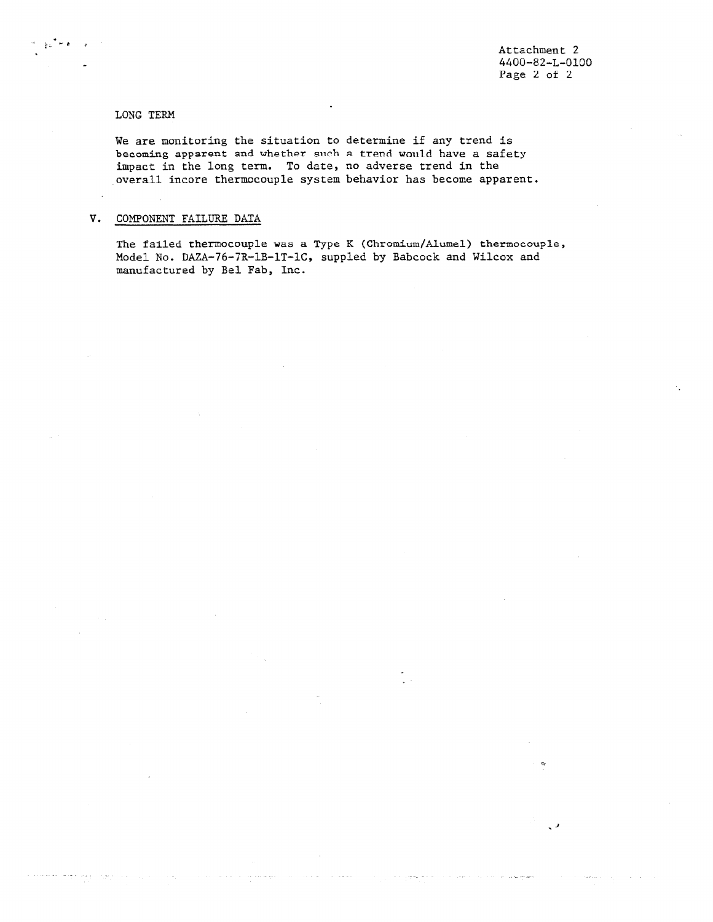Attachment 2
4400-82-L-0100

LONG TERM

We are monitoring the situation to determine if any trend is becoming apparent and whether such a trend would have a safety impact in the long term. To date, no adverse trend in the overall incore thermocouple system behavior has become apparent.

## V. COMPONENT FAILURE DATA

The failed thermocouple was a Type K (Chromium/Alumel) thermocouple, Model No. DAZA-76-7R-1B-1T-1C, suppled by Babcock and Wilcox and manufactured by Bel Fab, Inc.